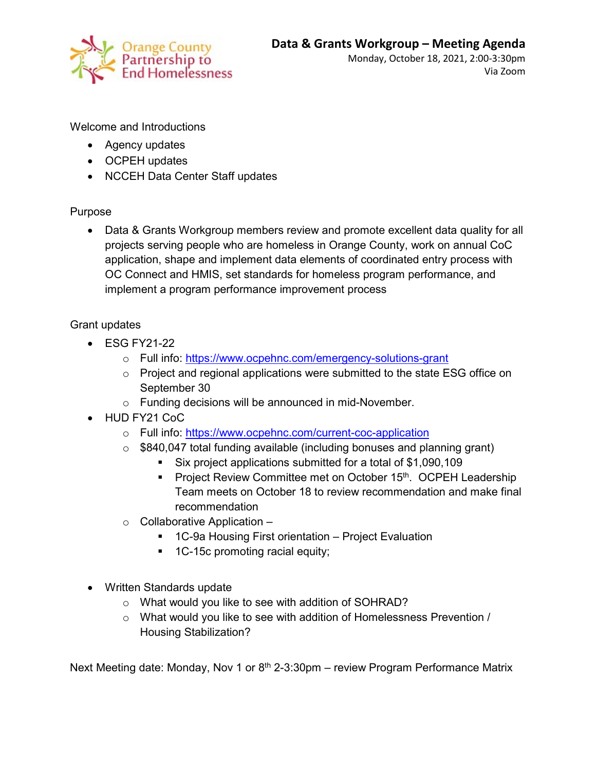Orange County Partnership to End Homelessness

# Data & Grants Workgroup – Meeting Agenda

Monday, October 18, 2021, 2:00-3:30pm
Via Zoom

Welcome and Introductions

- Agency updates
- OCPEH updates
- NCCEH Data Center Staff updates

Purpose

- Data & Grants Workgroup members review and promote excellent data quality for all projects serving people who are homeless in Orange County, work on annual CoC application, shape and implement data elements of coordinated entry process with OC Connect and HMIS, set standards for homeless program performance, and implement a program performance improvement process

Grant updates

- ESG FY21-22
    - Full info: https://www.ocpehnc.com/emergency-solutions-grant
    - Project and regional applications were submitted to the state ESG office on September 30
    - Funding decisions will be announced in mid-November.
- HUD FY21 CoC
    - Full info: https://www.ocpehnc.com/current-coc-application
    - $840,047 total funding available (including bonuses and planning grant)
        - Six project applications submitted for a total of $1,090,109
        - Project Review Committee met on October 15th. OCPEH Leadership Team meets on October 18 to review recommendation and make final recommendation
    - Collaborative Application –
        - 1C-9a Housing First orientation – Project Evaluation
        - 1C-15c promoting racial equity;

- Written Standards update
    - What would you like to see with addition of SOHRAD?
    - What would you like to see with addition of Homelessness Prevention / Housing Stabilization?

Next Meeting date: Monday, Nov 1 or 8th 2-3:30pm – review Program Performance Matrix